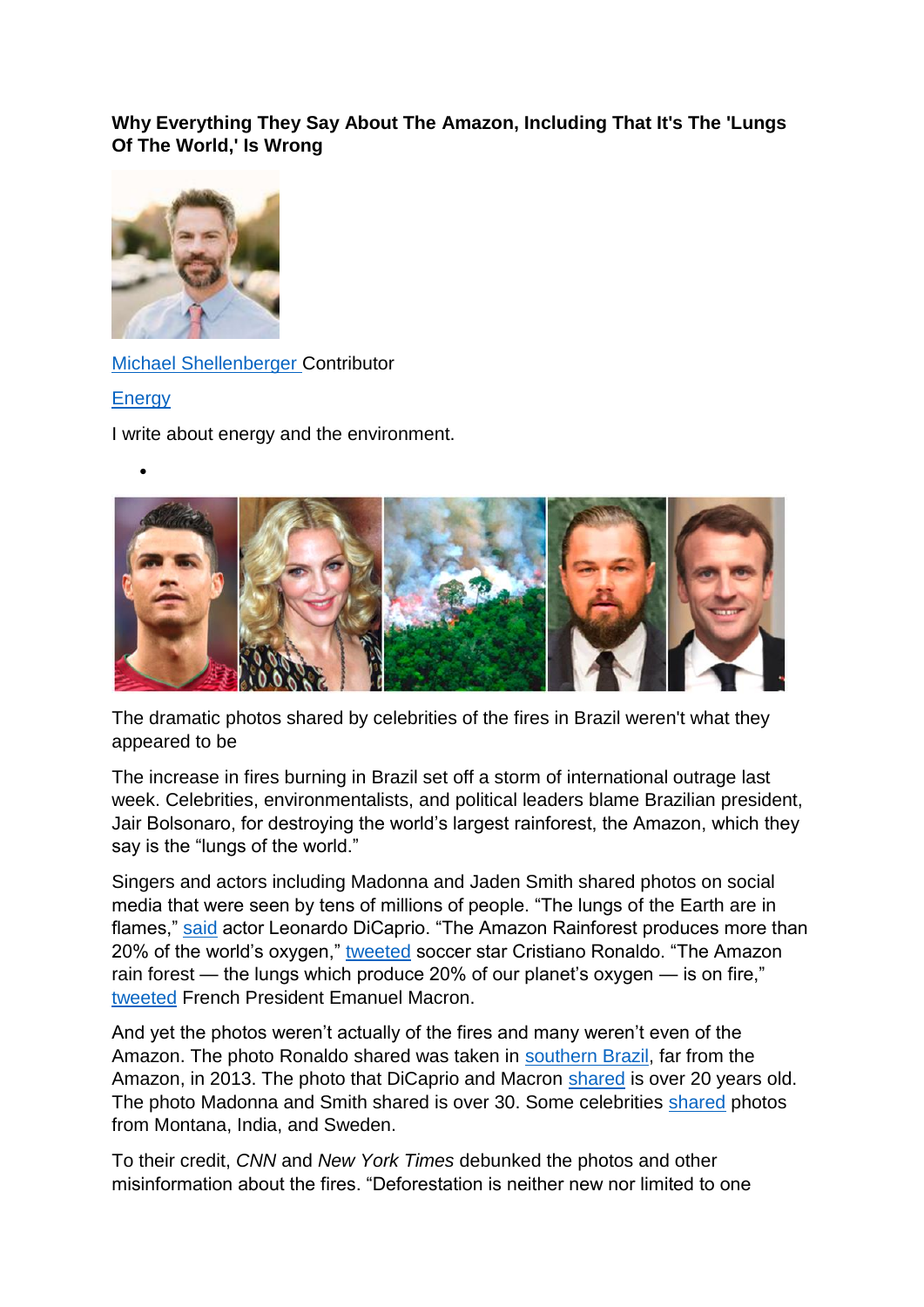**Why Everything They Say About The Amazon, Including That It's The 'Lungs Of The World,' Is Wrong**

Michael Shellenberger Contributor

Energy

I write about energy and the environment.

- 

The dramatic photos shared by celebrities of the fires in Brazil weren't what they appeared to be

The increase in fires burning in Brazil set off a storm of international outrage last week. Celebrities, environmentalists, and political leaders blame Brazilian president, Jair Bolsonaro, for destroying the world's largest rainforest, the Amazon, which they say is the "lungs of the world."

Singers and actors including Madonna and Jaden Smith shared photos on social media that were seen by tens of millions of people. "The lungs of the Earth are in flames," said actor Leonardo DiCaprio. "The Amazon Rainforest produces more than 20% of the world's oxygen," tweeted soccer star Cristiano Ronaldo. "The Amazon rain forest — the lungs which produce 20% of our planet's oxygen — is on fire," tweeted French President Emanuel Macron.

And yet the photos weren't actually of the fires and many weren't even of the Amazon. The photo Ronaldo shared was taken in southern Brazil, far from the Amazon, in 2013. The photo that DiCaprio and Macron shared is over 20 years old. The photo Madonna and Smith shared is over 30. Some celebrities shared photos from Montana, India, and Sweden.

To their credit, *CNN* and *New York Times* debunked the photos and other misinformation about the fires. "Deforestation is neither new nor limited to one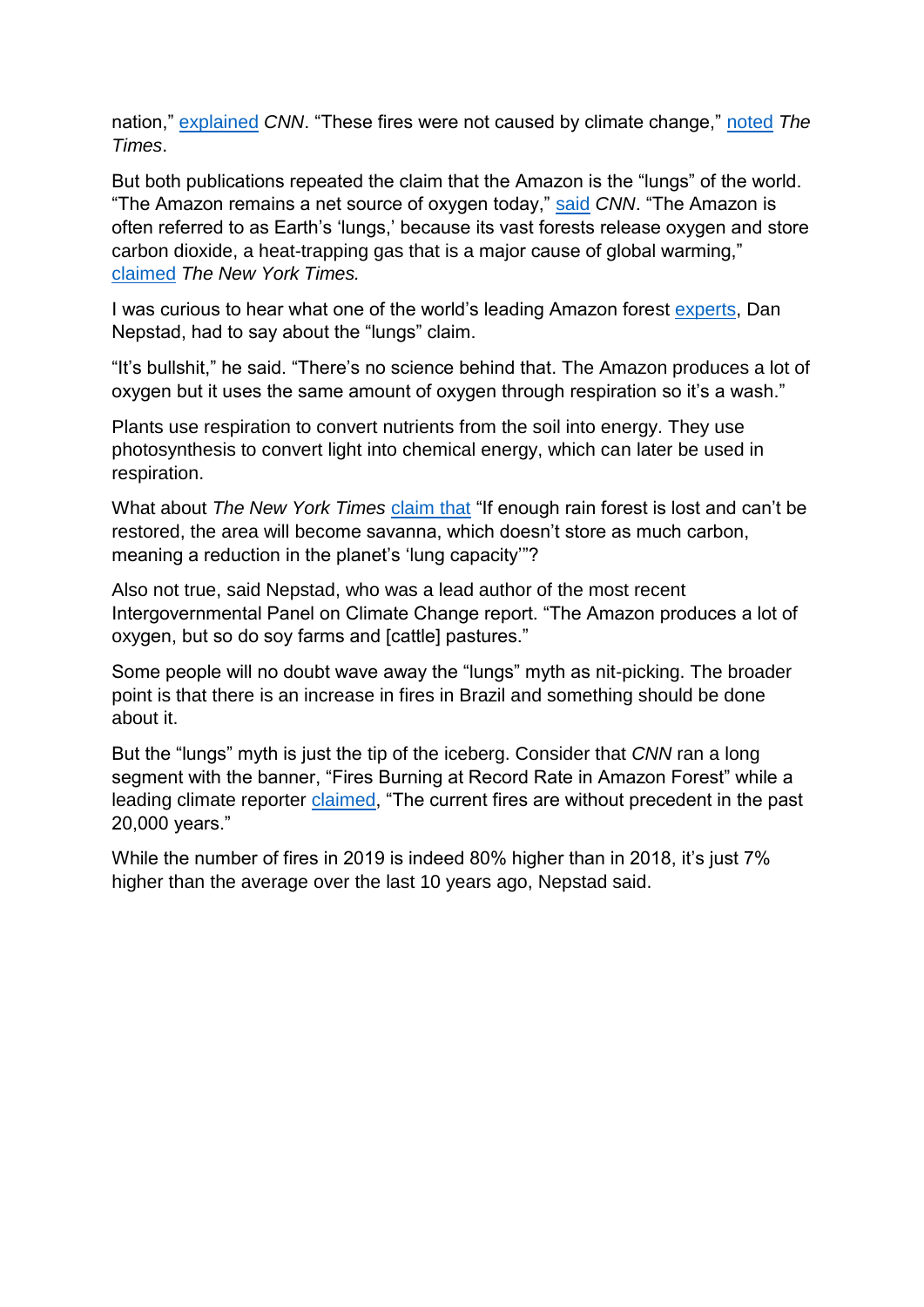nation," explained *CNN*. "These fires were not caused by climate change," noted *The Times*.

But both publications repeated the claim that the Amazon is the "lungs" of the world. "The Amazon remains a net source of oxygen today," said *CNN*. "The Amazon is often referred to as Earth's 'lungs,' because its vast forests release oxygen and store carbon dioxide, a heat-trapping gas that is a major cause of global warming," claimed *The New York Times.*

I was curious to hear what one of the world's leading Amazon forest experts, Dan Nepstad, had to say about the "lungs" claim.

"It's bullshit," he said. "There's no science behind that. The Amazon produces a lot of oxygen but it uses the same amount of oxygen through respiration so it's a wash."

Plants use respiration to convert nutrients from the soil into energy. They use photosynthesis to convert light into chemical energy, which can later be used in respiration.

What about *The New York Times* claim that "If enough rain forest is lost and can't be restored, the area will become savanna, which doesn't store as much carbon, meaning a reduction in the planet's 'lung capacity'"?

Also not true, said Nepstad, who was a lead author of the most recent Intergovernmental Panel on Climate Change report. "The Amazon produces a lot of oxygen, but so do soy farms and [cattle] pastures."

Some people will no doubt wave away the "lungs" myth as nit-picking. The broader point is that there is an increase in fires in Brazil and something should be done about it.

But the "lungs" myth is just the tip of the iceberg. Consider that *CNN* ran a long segment with the banner, "Fires Burning at Record Rate in Amazon Forest" while a leading climate reporter claimed, "The current fires are without precedent in the past 20,000 years."

While the number of fires in 2019 is indeed 80% higher than in 2018, it's just 7% higher than the average over the last 10 years ago, Nepstad said.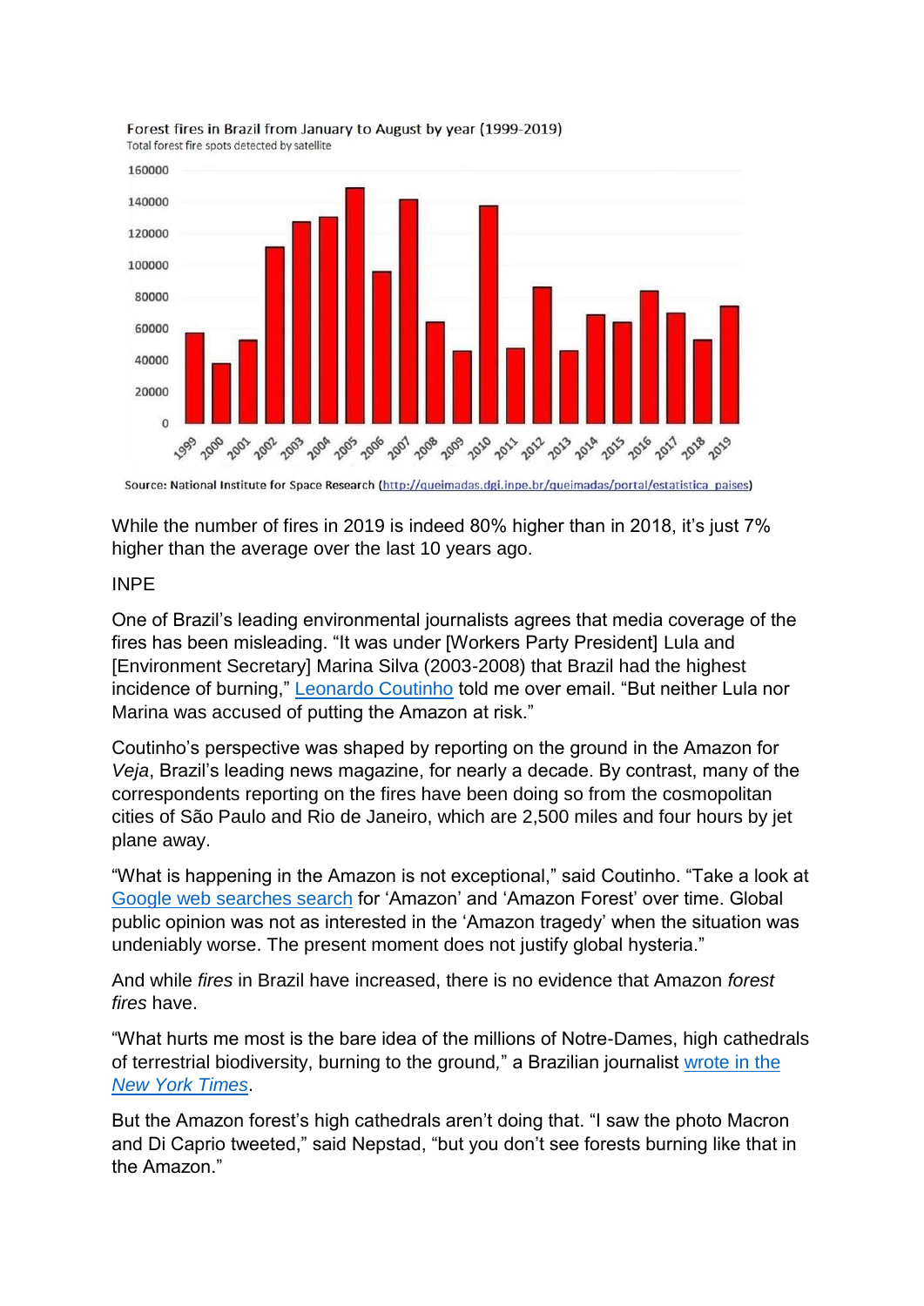Forest fires in Brazil from January to August by year (1999-2019)

Total forest fire spots detected by satellite

Source: National Institute for Space Research (http://queimadas.dgi.inpe.br/queimadas/portal/estatistica_paises)

While the number of fires in 2019 is indeed 80% higher than in 2018, it's just 7% higher than the average over the last 10 years ago.

INPE

One of Brazil's leading environmental journalists agrees that media coverage of the fires has been misleading. "It was under [Workers Party President] Lula and [Environment Secretary] Marina Silva (2003-2008) that Brazil had the highest incidence of burning," Leonardo Coutinho told me over email. "But neither Lula nor Marina was accused of putting the Amazon at risk."

Coutinho's perspective was shaped by reporting on the ground in the Amazon for *Veja*, Brazil's leading news magazine, for nearly a decade. By contrast, many of the correspondents reporting on the fires have been doing so from the cosmopolitan cities of São Paulo and Rio de Janeiro, which are 2,500 miles and four hours by jet plane away.

"What is happening in the Amazon is not exceptional," said Coutinho. "Take a look at Google web searches search for 'Amazon' and 'Amazon Forest' over time. Global public opinion was not as interested in the 'Amazon tragedy' when the situation was undeniably worse. The present moment does not justify global hysteria."

And while *fires* in Brazil have increased, there is no evidence that Amazon *forest fires* have.

"What hurts me most is the bare idea of the millions of Notre-Dames, high cathedrals of terrestrial biodiversity, burning to the ground," a Brazilian journalist wrote in the *New York Times*.

But the Amazon forest's high cathedrals aren't doing that. "I saw the photo Macron and Di Caprio tweeted," said Nepstad, "but you don't see forests burning like that in the Amazon."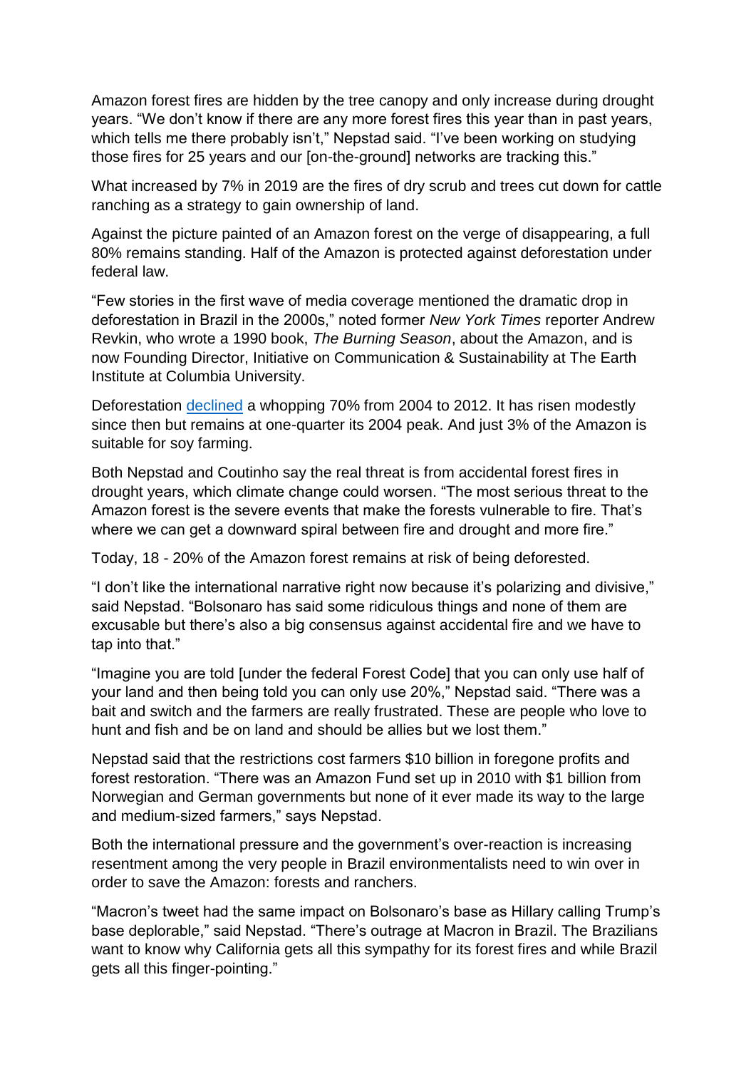Amazon forest fires are hidden by the tree canopy and only increase during drought years. "We don't know if there are any more forest fires this year than in past years, which tells me there probably isn't," Nepstad said. "I've been working on studying those fires for 25 years and our [on-the-ground] networks are tracking this."

What increased by 7% in 2019 are the fires of dry scrub and trees cut down for cattle ranching as a strategy to gain ownership of land.

Against the picture painted of an Amazon forest on the verge of disappearing, a full 80% remains standing. Half of the Amazon is protected against deforestation under federal law.

"Few stories in the first wave of media coverage mentioned the dramatic drop in deforestation in Brazil in the 2000s," noted former *New York Times* reporter Andrew Revkin, who wrote a 1990 book, *The Burning Season*, about the Amazon, and is now Founding Director, Initiative on Communication & Sustainability at The Earth Institute at Columbia University.

Deforestation declined a whopping 70% from 2004 to 2012. It has risen modestly since then but remains at one-quarter its 2004 peak. And just 3% of the Amazon is suitable for soy farming.

Both Nepstad and Coutinho say the real threat is from accidental forest fires in drought years, which climate change could worsen. "The most serious threat to the Amazon forest is the severe events that make the forests vulnerable to fire. That's where we can get a downward spiral between fire and drought and more fire."

Today, 18 - 20% of the Amazon forest remains at risk of being deforested.

"I don't like the international narrative right now because it's polarizing and divisive," said Nepstad. "Bolsonaro has said some ridiculous things and none of them are excusable but there's also a big consensus against accidental fire and we have to tap into that."

"Imagine you are told [under the federal Forest Code] that you can only use half of your land and then being told you can only use 20%," Nepstad said. "There was a bait and switch and the farmers are really frustrated. These are people who love to hunt and fish and be on land and should be allies but we lost them."

Nepstad said that the restrictions cost farmers $10 billion in foregone profits and forest restoration. "There was an Amazon Fund set up in 2010 with $1 billion from Norwegian and German governments but none of it ever made its way to the large and medium-sized farmers," says Nepstad.

Both the international pressure and the government's over-reaction is increasing resentment among the very people in Brazil environmentalists need to win over in order to save the Amazon: forests and ranchers.

"Macron's tweet had the same impact on Bolsonaro's base as Hillary calling Trump's base deplorable," said Nepstad. "There's outrage at Macron in Brazil. The Brazilians want to know why California gets all this sympathy for its forest fires and while Brazil gets all this finger-pointing."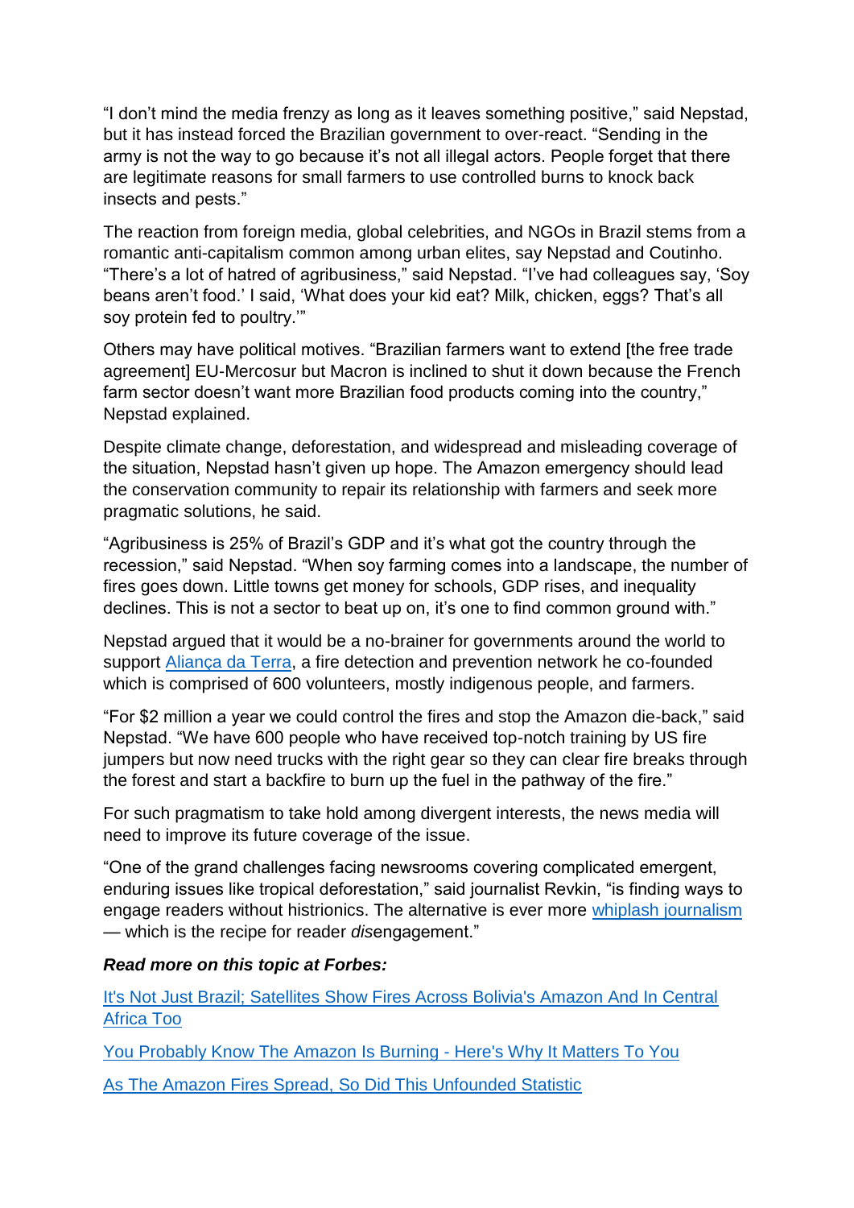"I don't mind the media frenzy as long as it leaves something positive," said Nepstad, but it has instead forced the Brazilian government to over-react. "Sending in the army is not the way to go because it's not all illegal actors. People forget that there are legitimate reasons for small farmers to use controlled burns to knock back insects and pests."

The reaction from foreign media, global celebrities, and NGOs in Brazil stems from a romantic anti-capitalism common among urban elites, say Nepstad and Coutinho. "There's a lot of hatred of agribusiness," said Nepstad. "I've had colleagues say, 'Soy beans aren't food.' I said, 'What does your kid eat? Milk, chicken, eggs? That's all soy protein fed to poultry.'"

Others may have political motives. "Brazilian farmers want to extend [the free trade agreement] EU-Mercosur but Macron is inclined to shut it down because the French farm sector doesn't want more Brazilian food products coming into the country," Nepstad explained.

Despite climate change, deforestation, and widespread and misleading coverage of the situation, Nepstad hasn't given up hope. The Amazon emergency should lead the conservation community to repair its relationship with farmers and seek more pragmatic solutions, he said.

"Agribusiness is 25% of Brazil's GDP and it's what got the country through the recession," said Nepstad. "When soy farming comes into a landscape, the number of fires goes down. Little towns get money for schools, GDP rises, and inequality declines. This is not a sector to beat up on, it's one to find common ground with."

Nepstad argued that it would be a no-brainer for governments around the world to support [Aliança da Terra](), a fire detection and prevention network he co-founded which is comprised of 600 volunteers, mostly indigenous people, and farmers.

"For $2 million a year we could control the fires and stop the Amazon die-back," said Nepstad. "We have 600 people who have received top-notch training by US fire jumpers but now need trucks with the right gear so they can clear fire breaks through the forest and start a backfire to burn up the fuel in the pathway of the fire."

For such pragmatism to take hold among divergent interests, the news media will need to improve its future coverage of the issue.

"One of the grand challenges facing newsrooms covering complicated emergent, enduring issues like tropical deforestation," said journalist Revkin, "is finding ways to engage readers without histrionics. The alternative is ever more [whiplash journalism]() — which is the recipe for reader *dis*engagement."

***Read more on this topic at Forbes:***

[It's Not Just Brazil; Satellites Show Fires Across Bolivia's Amazon And In Central Africa Too]()

[You Probably Know The Amazon Is Burning - Here's Why It Matters To You]()

[As The Amazon Fires Spread, So Did This Unfounded Statistic]()